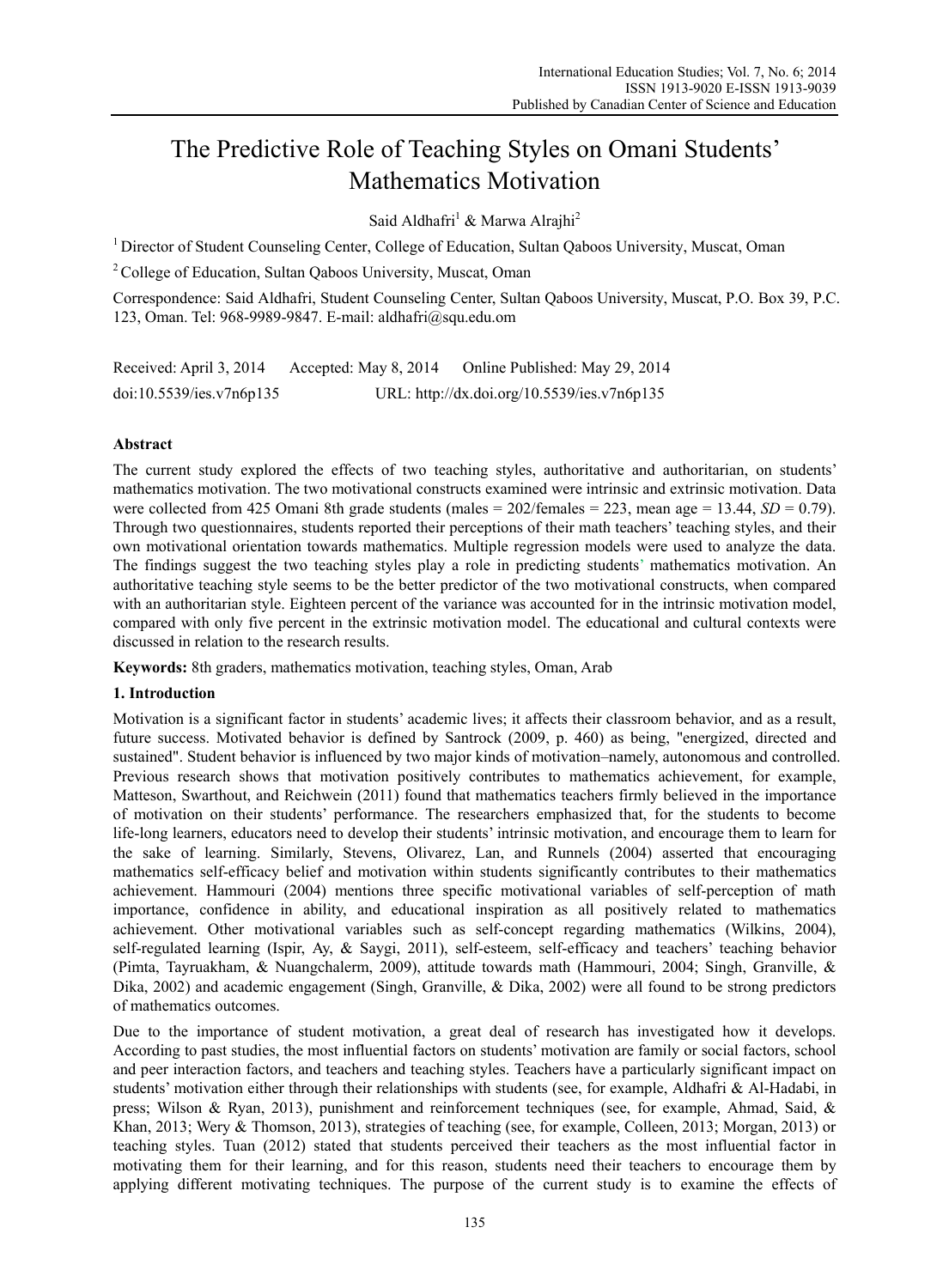# The Predictive Role of Teaching Styles on Omani Students' Mathematics Motivation

Said Aldhafri[1] & Marwa Alrajhi[2]

[1] Director of Student Counseling Center, College of Education, Sultan Qaboos University, Muscat, Oman

[2] College of Education, Sultan Qaboos University, Muscat, Oman

Correspondence: Said Aldhafri, Student Counseling Center, Sultan Qaboos University, Muscat, P.O. Box 39, P.C. 123, Oman. Tel: 968-9989-9847. E-mail: aldhafri@squ.edu.om

Received: April 3, 2014 Accepted: May 8, 2014 Online Published: May 29, 2014

doi:10.5539/ies.v7n6p135 URL: http://dx.doi.org/10.5539/ies.v7n6p135

## Abstract

The current study explored the effects of two teaching styles, authoritative and authoritarian, on students' mathematics motivation. The two motivational constructs examined were intrinsic and extrinsic motivation. Data were collected from 425 Omani 8th grade students (males = 202/females = 223, mean age = 13.44, *SD* = 0.79). Through two questionnaires, students reported their perceptions of their math teachers' teaching styles, and their own motivational orientation towards mathematics. Multiple regression models were used to analyze the data. The findings suggest the two teaching styles play a role in predicting students' mathematics motivation. An authoritative teaching style seems to be the better predictor of the two motivational constructs, when compared with an authoritarian style. Eighteen percent of the variance was accounted for in the intrinsic motivation model, compared with only five percent in the extrinsic motivation model. The educational and cultural contexts were discussed in relation to the research results.

**Keywords:** 8th graders, mathematics motivation, teaching styles, Oman, Arab

## 1. Introduction

Motivation is a significant factor in students' academic lives; it affects their classroom behavior, and as a result, future success. Motivated behavior is defined by Santrock (2009, p. 460) as being, "energized, directed and sustained". Student behavior is influenced by two major kinds of motivation–namely, autonomous and controlled. Previous research shows that motivation positively contributes to mathematics achievement, for example, Matteson, Swarthout, and Reichwein (2011) found that mathematics teachers firmly believed in the importance of motivation on their students' performance. The researchers emphasized that, for the students to become life-long learners, educators need to develop their students' intrinsic motivation, and encourage them to learn for the sake of learning. Similarly, Stevens, Olivarez, Lan, and Runnels (2004) asserted that encouraging mathematics self-efficacy belief and motivation within students significantly contributes to their mathematics achievement. Hammouri (2004) mentions three specific motivational variables of self-perception of math importance, confidence in ability, and educational inspiration as all positively related to mathematics achievement. Other motivational variables such as self-concept regarding mathematics (Wilkins, 2004), self-regulated learning (Ispir, Ay, & Saygi, 2011), self-esteem, self-efficacy and teachers' teaching behavior (Pimta, Tayruakham, & Nuangchalerm, 2009), attitude towards math (Hammouri, 2004; Singh, Granville, & Dika, 2002) and academic engagement (Singh, Granville, & Dika, 2002) were all found to be strong predictors of mathematics outcomes.

Due to the importance of student motivation, a great deal of research has investigated how it develops. According to past studies, the most influential factors on students' motivation are family or social factors, school and peer interaction factors, and teachers and teaching styles. Teachers have a particularly significant impact on students' motivation either through their relationships with students (see, for example, Aldhafri & Al-Hadabi, in press; Wilson & Ryan, 2013), punishment and reinforcement techniques (see, for example, Ahmad, Said, & Khan, 2013; Wery & Thomson, 2013), strategies of teaching (see, for example, Colleen, 2013; Morgan, 2013) or teaching styles. Tuan (2012) stated that students perceived their teachers as the most influential factor in motivating them for their learning, and for this reason, students need their teachers to encourage them by applying different motivating techniques. The purpose of the current study is to examine the effects of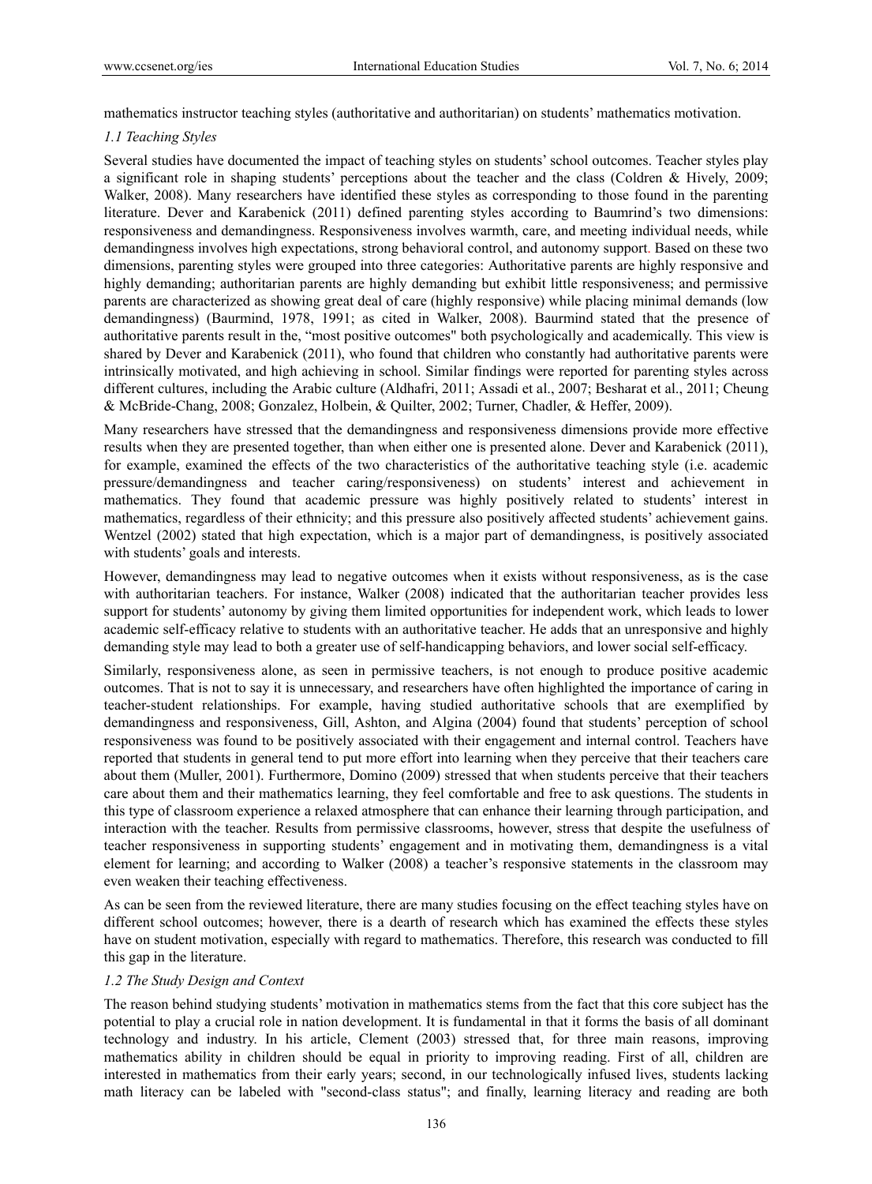mathematics instructor teaching styles (authoritative and authoritarian) on students' mathematics motivation.

### *1.1 Teaching Styles*

Several studies have documented the impact of teaching styles on students' school outcomes. Teacher styles play a significant role in shaping students' perceptions about the teacher and the class (Coldren & Hively, 2009; Walker, 2008). Many researchers have identified these styles as corresponding to those found in the parenting literature. Dever and Karabenick (2011) defined parenting styles according to Baumrind's two dimensions: responsiveness and demandingness. Responsiveness involves warmth, care, and meeting individual needs, while demandingness involves high expectations, strong behavioral control, and autonomy support. Based on these two dimensions, parenting styles were grouped into three categories: Authoritative parents are highly responsive and highly demanding; authoritarian parents are highly demanding but exhibit little responsiveness; and permissive parents are characterized as showing great deal of care (highly responsive) while placing minimal demands (low demandingness) (Baurmind, 1978, 1991; as cited in Walker, 2008). Baurmind stated that the presence of authoritative parents result in the, "most positive outcomes" both psychologically and academically. This view is shared by Dever and Karabenick (2011), who found that children who constantly had authoritative parents were intrinsically motivated, and high achieving in school. Similar findings were reported for parenting styles across different cultures, including the Arabic culture (Aldhafri, 2011; Assadi et al., 2007; Besharat et al., 2011; Cheung & McBride-Chang, 2008; Gonzalez, Holbein, & Quilter, 2002; Turner, Chadler, & Heffer, 2009).

Many researchers have stressed that the demandingness and responsiveness dimensions provide more effective results when they are presented together, than when either one is presented alone. Dever and Karabenick (2011), for example, examined the effects of the two characteristics of the authoritative teaching style (i.e. academic pressure/demandingness and teacher caring/responsiveness) on students' interest and achievement in mathematics. They found that academic pressure was highly positively related to students' interest in mathematics, regardless of their ethnicity; and this pressure also positively affected students' achievement gains. Wentzel (2002) stated that high expectation, which is a major part of demandingness, is positively associated with students' goals and interests.

However, demandingness may lead to negative outcomes when it exists without responsiveness, as is the case with authoritarian teachers. For instance, Walker (2008) indicated that the authoritarian teacher provides less support for students' autonomy by giving them limited opportunities for independent work, which leads to lower academic self-efficacy relative to students with an authoritative teacher. He adds that an unresponsive and highly demanding style may lead to both a greater use of self-handicapping behaviors, and lower social self-efficacy.

Similarly, responsiveness alone, as seen in permissive teachers, is not enough to produce positive academic outcomes. That is not to say it is unnecessary, and researchers have often highlighted the importance of caring in teacher-student relationships. For example, having studied authoritative schools that are exemplified by demandingness and responsiveness, Gill, Ashton, and Algina (2004) found that students' perception of school responsiveness was found to be positively associated with their engagement and internal control. Teachers have reported that students in general tend to put more effort into learning when they perceive that their teachers care about them (Muller, 2001). Furthermore, Domino (2009) stressed that when students perceive that their teachers care about them and their mathematics learning, they feel comfortable and free to ask questions. The students in this type of classroom experience a relaxed atmosphere that can enhance their learning through participation, and interaction with the teacher. Results from permissive classrooms, however, stress that despite the usefulness of teacher responsiveness in supporting students' engagement and in motivating them, demandingness is a vital element for learning; and according to Walker (2008) a teacher's responsive statements in the classroom may even weaken their teaching effectiveness.

As can be seen from the reviewed literature, there are many studies focusing on the effect teaching styles have on different school outcomes; however, there is a dearth of research which has examined the effects these styles have on student motivation, especially with regard to mathematics. Therefore, this research was conducted to fill this gap in the literature.

### *1.2 The Study Design and Context*

The reason behind studying students' motivation in mathematics stems from the fact that this core subject has the potential to play a crucial role in nation development. It is fundamental in that it forms the basis of all dominant technology and industry. In his article, Clement (2003) stressed that, for three main reasons, improving mathematics ability in children should be equal in priority to improving reading. First of all, children are interested in mathematics from their early years; second, in our technologically infused lives, students lacking math literacy can be labeled with "second-class status"; and finally, learning literacy and reading are both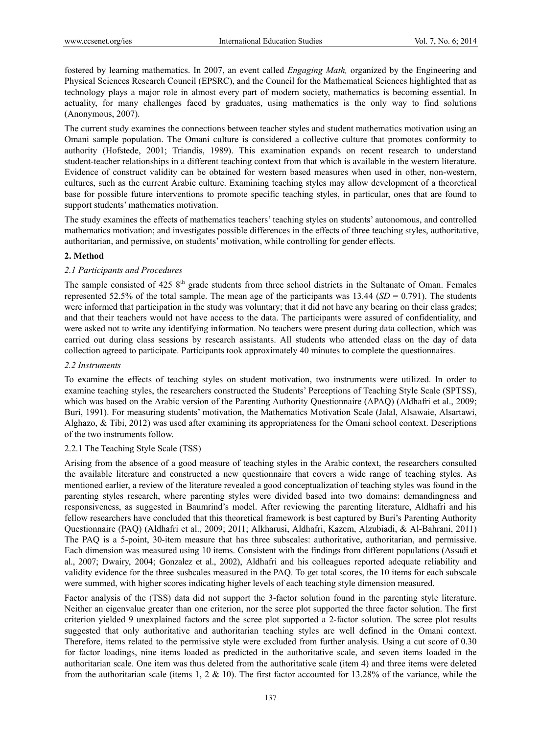fostered by learning mathematics. In 2007, an event called *Engaging Math,* organized by the Engineering and Physical Sciences Research Council (EPSRC), and the Council for the Mathematical Sciences highlighted that as technology plays a major role in almost every part of modern society, mathematics is becoming essential. In actuality, for many challenges faced by graduates, using mathematics is the only way to find solutions (Anonymous, 2007).

The current study examines the connections between teacher styles and student mathematics motivation using an Omani sample population. The Omani culture is considered a collective culture that promotes conformity to authority (Hofstede, 2001; Triandis, 1989). This examination expands on recent research to understand student-teacher relationships in a different teaching context from that which is available in the western literature. Evidence of construct validity can be obtained for western based measures when used in other, non-western, cultures, such as the current Arabic culture. Examining teaching styles may allow development of a theoretical base for possible future interventions to promote specific teaching styles, in particular, ones that are found to support students' mathematics motivation.

The study examines the effects of mathematics teachers' teaching styles on students' autonomous, and controlled mathematics motivation; and investigates possible differences in the effects of three teaching styles, authoritative, authoritarian, and permissive, on students' motivation, while controlling for gender effects.

## 2. Method

### *2.1 Participants and Procedures*

The sample consisted of 425 8th grade students from three school districts in the Sultanate of Oman. Females represented 52.5% of the total sample. The mean age of the participants was 13.44 ($SD$ = 0.791). The students were informed that participation in the study was voluntary; that it did not have any bearing on their class grades; and that their teachers would not have access to the data. The participants were assured of confidentiality, and were asked not to write any identifying information. No teachers were present during data collection, which was carried out during class sessions by research assistants. All students who attended class on the day of data collection agreed to participate. Participants took approximately 40 minutes to complete the questionnaires.

### *2.2 Instruments*

To examine the effects of teaching styles on student motivation, two instruments were utilized. In order to examine teaching styles, the researchers constructed the Students' Perceptions of Teaching Style Scale (SPTSS), which was based on the Arabic version of the Parenting Authority Questionnaire (APAQ) (Aldhafri et al., 2009; Buri, 1991). For measuring students' motivation, the Mathematics Motivation Scale (Jalal, Alsawaie, Alsartawi, Alghazo, & Tibi, 2012) was used after examining its appropriateness for the Omani school context. Descriptions of the two instruments follow.

#### 2.2.1 The Teaching Style Scale (TSS)

Arising from the absence of a good measure of teaching styles in the Arabic context, the researchers consulted the available literature and constructed a new questionnaire that covers a wide range of teaching styles. As mentioned earlier, a review of the literature revealed a good conceptualization of teaching styles was found in the parenting styles research, where parenting styles were divided based into two domains: demandingness and responsiveness, as suggested in Baumrind's model. After reviewing the parenting literature, Aldhafri and his fellow researchers have concluded that this theoretical framework is best captured by Buri's Parenting Authority Questionnaire (PAQ) (Aldhafri et al., 2009; 2011; Alkharusi, Aldhafri, Kazem, Alzubiadi, & Al-Bahrani, 2011) The PAQ is a 5-point, 30-item measure that has three subscales: authoritative, authoritarian, and permissive. Each dimension was measured using 10 items. Consistent with the findings from different populations (Assadi et al., 2007; Dwairy, 2004; Gonzalez et al., 2002), Aldhafri and his colleagues reported adequate reliability and validity evidence for the three susbcales measured in the PAQ. To get total scores, the 10 items for each subscale were summed, with higher scores indicating higher levels of each teaching style dimension measured.

Factor analysis of the (TSS) data did not support the 3-factor solution found in the parenting style literature. Neither an eigenvalue greater than one criterion, nor the scree plot supported the three factor solution. The first criterion yielded 9 unexplained factors and the scree plot supported a 2-factor solution. The scree plot results suggested that only authoritative and authoritarian teaching styles are well defined in the Omani context. Therefore, items related to the permissive style were excluded from further analysis. Using a cut score of 0.30 for factor loadings, nine items loaded as predicted in the authoritative scale, and seven items loaded in the authoritarian scale. One item was thus deleted from the authoritative scale (item 4) and three items were deleted from the authoritarian scale (items 1, 2 & 10). The first factor accounted for 13.28% of the variance, while the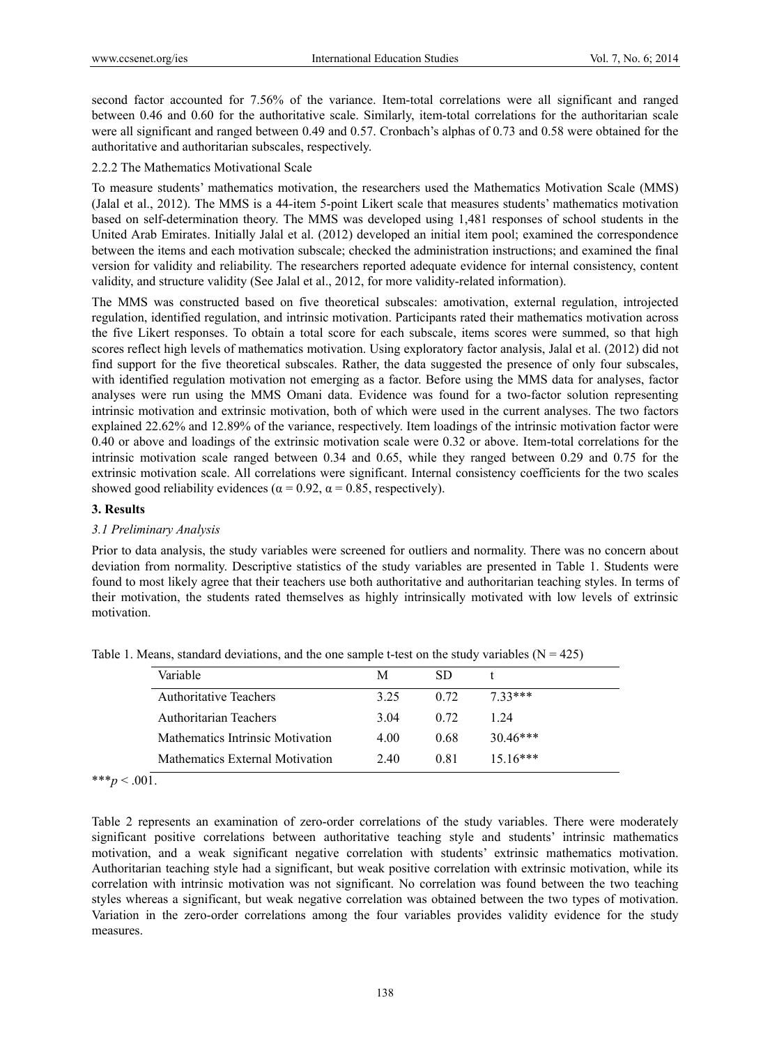second factor accounted for 7.56% of the variance. Item-total correlations were all significant and ranged between 0.46 and 0.60 for the authoritative scale. Similarly, item-total correlations for the authoritarian scale were all significant and ranged between 0.49 and 0.57. Cronbach's alphas of 0.73 and 0.58 were obtained for the authoritative and authoritarian subscales, respectively.

#### 2.2.2 The Mathematics Motivational Scale

To measure students' mathematics motivation, the researchers used the Mathematics Motivation Scale (MMS) (Jalal et al., 2012). The MMS is a 44-item 5-point Likert scale that measures students' mathematics motivation based on self-determination theory. The MMS was developed using 1,481 responses of school students in the United Arab Emirates. Initially Jalal et al. (2012) developed an initial item pool; examined the correspondence between the items and each motivation subscale; checked the administration instructions; and examined the final version for validity and reliability. The researchers reported adequate evidence for internal consistency, content validity, and structure validity (See Jalal et al., 2012, for more validity-related information).

The MMS was constructed based on five theoretical subscales: amotivation, external regulation, introjected regulation, identified regulation, and intrinsic motivation. Participants rated their mathematics motivation across the five Likert responses. To obtain a total score for each subscale, items scores were summed, so that high scores reflect high levels of mathematics motivation. Using exploratory factor analysis, Jalal et al. (2012) did not find support for the five theoretical subscales. Rather, the data suggested the presence of only four subscales, with identified regulation motivation not emerging as a factor. Before using the MMS data for analyses, factor analyses were run using the MMS Omani data. Evidence was found for a two-factor solution representing intrinsic motivation and extrinsic motivation, both of which were used in the current analyses. The two factors explained 22.62% and 12.89% of the variance, respectively. Item loadings of the intrinsic motivation factor were 0.40 or above and loadings of the extrinsic motivation scale were 0.32 or above. Item-total correlations for the intrinsic motivation scale ranged between 0.34 and 0.65, while they ranged between 0.29 and 0.75 for the extrinsic motivation scale. All correlations were significant. Internal consistency coefficients for the two scales showed good reliability evidences ($\alpha = 0.92$, $\alpha = 0.85$, respectively).

## 3. Results

### *3.1 Preliminary Analysis*

Prior to data analysis, the study variables were screened for outliers and normality. There was no concern about deviation from normality. Descriptive statistics of the study variables are presented in Table 1. Students were found to most likely agree that their teachers use both authoritative and authoritarian teaching styles. In terms of their motivation, the students rated themselves as highly intrinsically motivated with low levels of extrinsic motivation.

Table 1. Means, standard deviations, and the one sample t-test on the study variables ($N = 425$)

| Variable | M | SD | t |
|---|---|---|---|
| Authoritative Teachers | 3.25 | 0.72 | 7.33*** |
| Authoritarian Teachers | 3.04 | 0.72 | 1.24 |
| Mathematics Intrinsic Motivation | 4.00 | 0.68 | 30.46*** |
| Mathematics External Motivation | 2.40 | 0.81 | 15.16*** |

***$p < .001$.

Table 2 represents an examination of zero-order correlations of the study variables. There were moderately significant positive correlations between authoritative teaching style and students' intrinsic mathematics motivation, and a weak significant negative correlation with students' extrinsic mathematics motivation. Authoritarian teaching style had a significant, but weak positive correlation with extrinsic motivation, while its correlation with intrinsic motivation was not significant. No correlation was found between the two teaching styles whereas a significant, but weak negative correlation was obtained between the two types of motivation. Variation in the zero-order correlations among the four variables provides validity evidence for the study measures.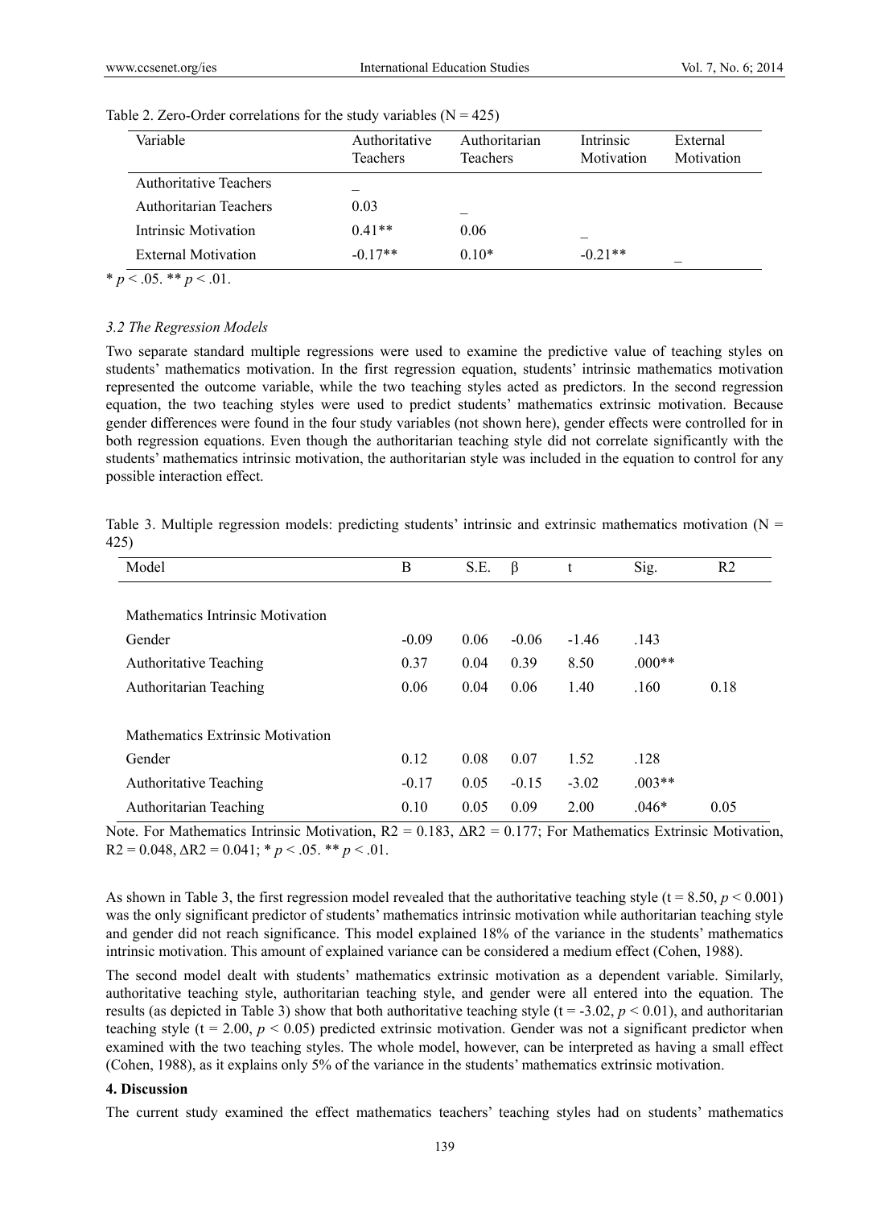Table 2. Zero-Order correlations for the study variables (N = 425)

| Variable | Authoritative Teachers | Authoritarian Teachers | Intrinsic Motivation | External Motivation |
|---|---|---|---|---|
| Authoritative Teachers | _ | | | |
| Authoritarian Teachers | 0.03 | _ | | |
| Intrinsic Motivation | 0.41** | 0.06 | _ | |
| External Motivation | -0.17** | 0.10* | -0.21** | _ |

* $p < .05$. ** $p < .01$.

### 3.2 The Regression Models

Two separate standard multiple regressions were used to examine the predictive value of teaching styles on students' mathematics motivation. In the first regression equation, students' intrinsic mathematics motivation represented the outcome variable, while the two teaching styles acted as predictors. In the second regression equation, the two teaching styles were used to predict students' mathematics extrinsic motivation. Because gender differences were found in the four study variables (not shown here), gender effects were controlled for in both regression equations. Even though the authoritarian teaching style did not correlate significantly with the students' mathematics intrinsic motivation, the authoritarian style was included in the equation to control for any possible interaction effect.

Table 3. Multiple regression models: predicting students' intrinsic and extrinsic mathematics motivation (N = 425)

| Model | B | S.E. | β | t | Sig. | R2 |
|---|---|---|---|---|---|---|
| Mathematics Intrinsic Motivation | | | | | | |
| Gender | -0.09 | 0.06 | -0.06 | -1.46 | .143 | |
| Authoritative Teaching | 0.37 | 0.04 | 0.39 | 8.50 | .000** | |
| Authoritarian Teaching | 0.06 | 0.04 | 0.06 | 1.40 | .160 | 0.18 |
| Mathematics Extrinsic Motivation | | | | | | |
| Gender | 0.12 | 0.08 | 0.07 | 1.52 | .128 | |
| Authoritative Teaching | -0.17 | 0.05 | -0.15 | -3.02 | .003** | |
| Authoritarian Teaching | 0.10 | 0.05 | 0.09 | 2.00 | .046* | 0.05 |

Note. For Mathematics Intrinsic Motivation, $R2 = 0.183$, $\Delta R2 = 0.177$; For Mathematics Extrinsic Motivation, $R2 = 0.048$, $\Delta R2 = 0.041$; * $p < .05$. ** $p < .01$.

As shown in Table 3, the first regression model revealed that the authoritative teaching style ($t = 8.50$, $p < 0.001$) was the only significant predictor of students' mathematics intrinsic motivation while authoritarian teaching style and gender did not reach significance. This model explained 18% of the variance in the students' mathematics intrinsic motivation. This amount of explained variance can be considered a medium effect (Cohen, 1988).

The second model dealt with students' mathematics extrinsic motivation as a dependent variable. Similarly, authoritative teaching style, authoritarian teaching style, and gender were all entered into the equation. The results (as depicted in Table 3) show that both authoritative teaching style ($t = -3.02$, $p < 0.01$), and authoritarian teaching style ($t = 2.00$, $p < 0.05$) predicted extrinsic motivation. Gender was not a significant predictor when examined with the two teaching styles. The whole model, however, can be interpreted as having a small effect (Cohen, 1988), as it explains only 5% of the variance in the students' mathematics extrinsic motivation.

## 4. Discussion

The current study examined the effect mathematics teachers' teaching styles had on students' mathematics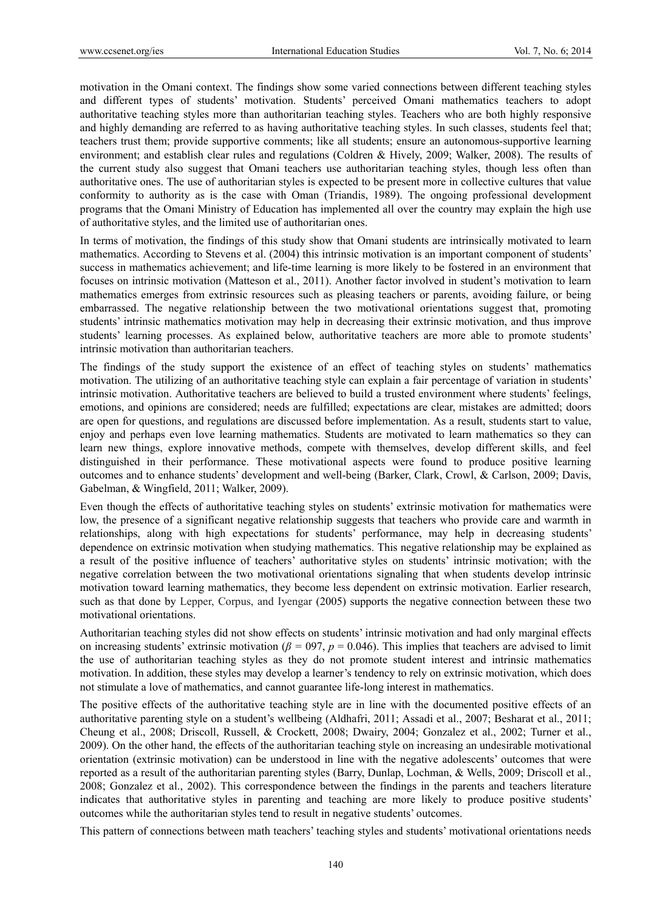motivation in the Omani context. The findings show some varied connections between different teaching styles and different types of students' motivation. Students' perceived Omani mathematics teachers to adopt authoritative teaching styles more than authoritarian teaching styles. Teachers who are both highly responsive and highly demanding are referred to as having authoritative teaching styles. In such classes, students feel that; teachers trust them; provide supportive comments; like all students; ensure an autonomous-supportive learning environment; and establish clear rules and regulations (Coldren & Hively, 2009; Walker, 2008). The results of the current study also suggest that Omani teachers use authoritarian teaching styles, though less often than authoritative ones. The use of authoritarian styles is expected to be present more in collective cultures that value conformity to authority as is the case with Oman (Triandis, 1989). The ongoing professional development programs that the Omani Ministry of Education has implemented all over the country may explain the high use of authoritative styles, and the limited use of authoritarian ones.

In terms of motivation, the findings of this study show that Omani students are intrinsically motivated to learn mathematics. According to Stevens et al. (2004) this intrinsic motivation is an important component of students' success in mathematics achievement; and life-time learning is more likely to be fostered in an environment that focuses on intrinsic motivation (Matteson et al., 2011). Another factor involved in student's motivation to learn mathematics emerges from extrinsic resources such as pleasing teachers or parents, avoiding failure, or being embarrassed. The negative relationship between the two motivational orientations suggest that, promoting students' intrinsic mathematics motivation may help in decreasing their extrinsic motivation, and thus improve students' learning processes. As explained below, authoritative teachers are more able to promote students' intrinsic motivation than authoritarian teachers.

The findings of the study support the existence of an effect of teaching styles on students' mathematics motivation. The utilizing of an authoritative teaching style can explain a fair percentage of variation in students' intrinsic motivation. Authoritative teachers are believed to build a trusted environment where students' feelings, emotions, and opinions are considered; needs are fulfilled; expectations are clear, mistakes are admitted; doors are open for questions, and regulations are discussed before implementation. As a result, students start to value, enjoy and perhaps even love learning mathematics. Students are motivated to learn mathematics so they can learn new things, explore innovative methods, compete with themselves, develop different skills, and feel distinguished in their performance. These motivational aspects were found to produce positive learning outcomes and to enhance students' development and well-being (Barker, Clark, Crowl, & Carlson, 2009; Davis, Gabelman, & Wingfield, 2011; Walker, 2009).

Even though the effects of authoritative teaching styles on students' extrinsic motivation for mathematics were low, the presence of a significant negative relationship suggests that teachers who provide care and warmth in relationships, along with high expectations for students' performance, may help in decreasing students' dependence on extrinsic motivation when studying mathematics. This negative relationship may be explained as a result of the positive influence of teachers' authoritative styles on students' intrinsic motivation; with the negative correlation between the two motivational orientations signaling that when students develop intrinsic motivation toward learning mathematics, they become less dependent on extrinsic motivation. Earlier research, such as that done by Lepper, Corpus, and Iyengar (2005) supports the negative connection between these two motivational orientations.

Authoritarian teaching styles did not show effects on students' intrinsic motivation and had only marginal effects on increasing students' extrinsic motivation ($\beta$ = 097, $p$ = 0.046). This implies that teachers are advised to limit the use of authoritarian teaching styles as they do not promote student interest and intrinsic mathematics motivation. In addition, these styles may develop a learner's tendency to rely on extrinsic motivation, which does not stimulate a love of mathematics, and cannot guarantee life-long interest in mathematics.

The positive effects of the authoritative teaching style are in line with the documented positive effects of an authoritative parenting style on a student's wellbeing (Aldhafri, 2011; Assadi et al., 2007; Besharat et al., 2011; Cheung et al., 2008; Driscoll, Russell, & Crockett, 2008; Dwairy, 2004; Gonzalez et al., 2002; Turner et al., 2009). On the other hand, the effects of the authoritarian teaching style on increasing an undesirable motivational orientation (extrinsic motivation) can be understood in line with the negative adolescents' outcomes that were reported as a result of the authoritarian parenting styles (Barry, Dunlap, Lochman, & Wells, 2009; Driscoll et al., 2008; Gonzalez et al., 2002). This correspondence between the findings in the parents and teachers literature indicates that authoritative styles in parenting and teaching are more likely to produce positive students' outcomes while the authoritarian styles tend to result in negative students' outcomes.

This pattern of connections between math teachers' teaching styles and students' motivational orientations needs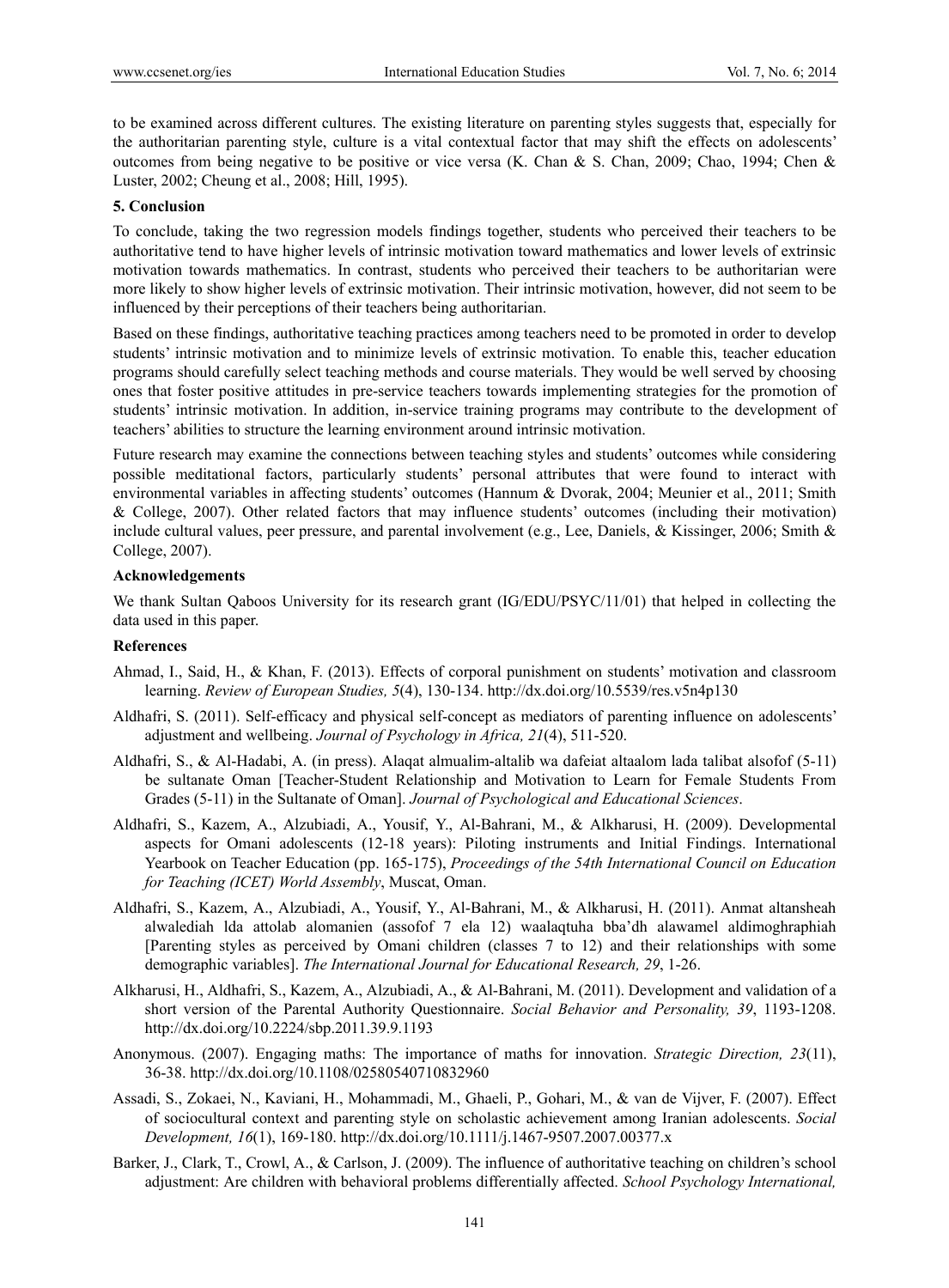to be examined across different cultures. The existing literature on parenting styles suggests that, especially for the authoritarian parenting style, culture is a vital contextual factor that may shift the effects on adolescents' outcomes from being negative to be positive or vice versa (K. Chan & S. Chan, 2009; Chao, 1994; Chen & Luster, 2002; Cheung et al., 2008; Hill, 1995).

## 5. Conclusion

To conclude, taking the two regression models findings together, students who perceived their teachers to be authoritative tend to have higher levels of intrinsic motivation toward mathematics and lower levels of extrinsic motivation towards mathematics. In contrast, students who perceived their teachers to be authoritarian were more likely to show higher levels of extrinsic motivation. Their intrinsic motivation, however, did not seem to be influenced by their perceptions of their teachers being authoritarian.

Based on these findings, authoritative teaching practices among teachers need to be promoted in order to develop students' intrinsic motivation and to minimize levels of extrinsic motivation. To enable this, teacher education programs should carefully select teaching methods and course materials. They would be well served by choosing ones that foster positive attitudes in pre-service teachers towards implementing strategies for the promotion of students' intrinsic motivation. In addition, in-service training programs may contribute to the development of teachers' abilities to structure the learning environment around intrinsic motivation.

Future research may examine the connections between teaching styles and students' outcomes while considering possible meditational factors, particularly students' personal attributes that were found to interact with environmental variables in affecting students' outcomes (Hannum & Dvorak, 2004; Meunier et al., 2011; Smith & College, 2007). Other related factors that may influence students' outcomes (including their motivation) include cultural values, peer pressure, and parental involvement (e.g., Lee, Daniels, & Kissinger, 2006; Smith & College, 2007).

## Acknowledgements

We thank Sultan Qaboos University for its research grant (IG/EDU/PSYC/11/01) that helped in collecting the data used in this paper.

## References

Ahmad, I., Said, H., & Khan, F. (2013). Effects of corporal punishment on students' motivation and classroom learning. *Review of European Studies, 5*(4), 130-134. http://dx.doi.org/10.5539/res.v5n4p130

Aldhafri, S. (2011). Self-efficacy and physical self-concept as mediators of parenting influence on adolescents' adjustment and wellbeing. *Journal of Psychology in Africa, 21*(4), 511-520.

Aldhafri, S., & Al-Hadabi, A. (in press). Alaqat almualim-altalib wa dafeiat altaalom lada talibat alsofof (5-11) be sultanate Oman [Teacher-Student Relationship and Motivation to Learn for Female Students From Grades (5-11) in the Sultanate of Oman]. *Journal of Psychological and Educational Sciences*.

Aldhafri, S., Kazem, A., Alzubiadi, A., Yousif, Y., Al-Bahrani, M., & Alkharusi, H. (2009). Developmental aspects for Omani adolescents (12-18 years): Piloting instruments and Initial Findings. International Yearbook on Teacher Education (pp. 165-175), *Proceedings of the 54th International Council on Education for Teaching (ICET) World Assembly*, Muscat, Oman.

Aldhafri, S., Kazem, A., Alzubiadi, A., Yousif, Y., Al-Bahrani, M., & Alkharusi, H. (2011). Anmat altansheah alwalediah lda attolab alomanien (assofof 7 ela 12) waalaqtuha bba'dh alawamel aldimoghraphiah [Parenting styles as perceived by Omani children (classes 7 to 12) and their relationships with some demographic variables]. *The International Journal for Educational Research, 29*, 1-26.

Alkharusi, H., Aldhafri, S., Kazem, A., Alzubiadi, A., & Al-Bahrani, M. (2011). Development and validation of a short version of the Parental Authority Questionnaire. *Social Behavior and Personality, 39*, 1193-1208. http://dx.doi.org/10.2224/sbp.2011.39.9.1193

Anonymous. (2007). Engaging maths: The importance of maths for innovation. *Strategic Direction, 23*(11), 36-38. http://dx.doi.org/10.1108/02580540710832960

Assadi, S., Zokaei, N., Kaviani, H., Mohammadi, M., Ghaeli, P., Gohari, M., & van de Vijver, F. (2007). Effect of sociocultural context and parenting style on scholastic achievement among Iranian adolescents. *Social Development, 16*(1), 169-180. http://dx.doi.org/10.1111/j.1467-9507.2007.00377.x

Barker, J., Clark, T., Crowl, A., & Carlson, J. (2009). The influence of authoritative teaching on children's school adjustment: Are children with behavioral problems differentially affected. *School Psychology International,*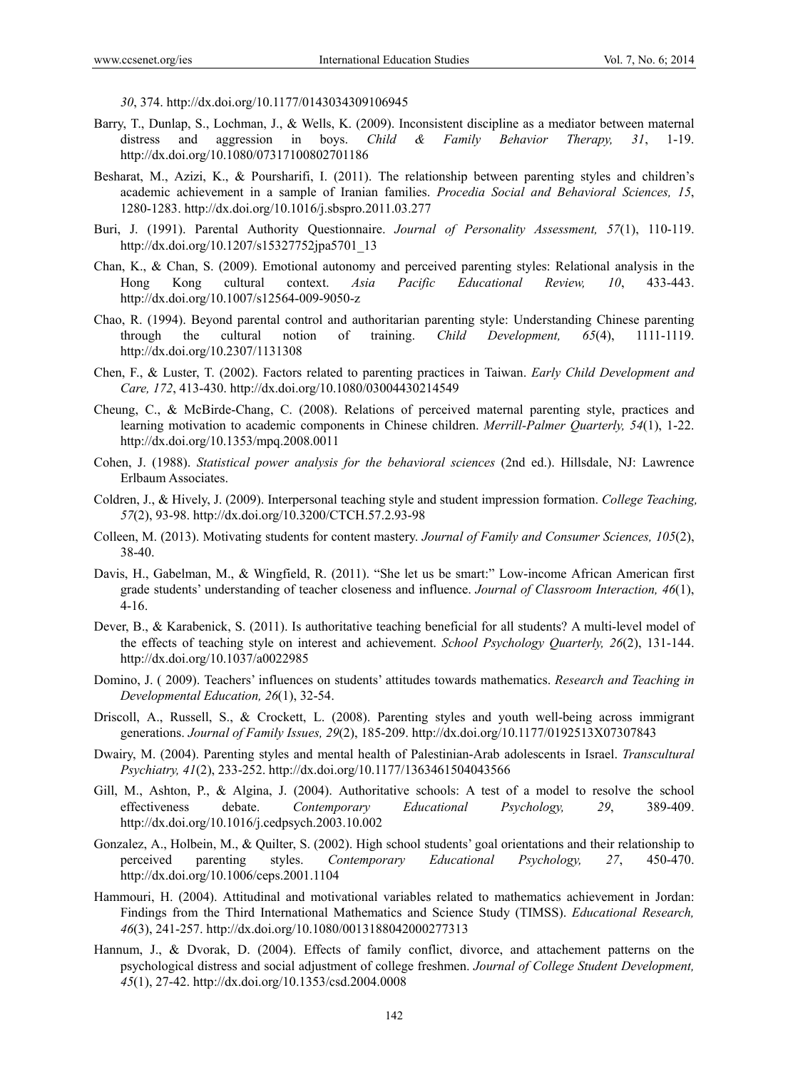*30*, 374. http://dx.doi.org/10.1177/0143034309106945

Barry, T., Dunlap, S., Lochman, J., & Wells, K. (2009). Inconsistent discipline as a mediator between maternal distress and aggression in boys. *Child & Family Behavior Therapy, 31*, 1-19. http://dx.doi.org/10.1080/07317100802701186

Besharat, M., Azizi, K., & Poursharifi, I. (2011). The relationship between parenting styles and children's academic achievement in a sample of Iranian families. *Procedia Social and Behavioral Sciences, 15*, 1280-1283. http://dx.doi.org/10.1016/j.sbspro.2011.03.277

Buri, J. (1991). Parental Authority Questionnaire. *Journal of Personality Assessment, 57*(1), 110-119. http://dx.doi.org/10.1207/s15327752jpa5701_13

Chan, K., & Chan, S. (2009). Emotional autonomy and perceived parenting styles: Relational analysis in the Hong Kong cultural context. *Asia Pacific Educational Review, 10*, 433-443. http://dx.doi.org/10.1007/s12564-009-9050-z

Chao, R. (1994). Beyond parental control and authoritarian parenting style: Understanding Chinese parenting through the cultural notion of training. *Child Development, 65*(4), 1111-1119. http://dx.doi.org/10.2307/1131308

Chen, F., & Luster, T. (2002). Factors related to parenting practices in Taiwan. *Early Child Development and Care, 172*, 413-430. http://dx.doi.org/10.1080/03004430214549

Cheung, C., & McBirde-Chang, C. (2008). Relations of perceived maternal parenting style, practices and learning motivation to academic components in Chinese children. *Merrill-Palmer Quarterly, 54*(1), 1-22. http://dx.doi.org/10.1353/mpq.2008.0011

Cohen, J. (1988). *Statistical power analysis for the behavioral sciences* (2nd ed.). Hillsdale, NJ: Lawrence Erlbaum Associates.

Coldren, J., & Hively, J. (2009). Interpersonal teaching style and student impression formation. *College Teaching, 57*(2), 93-98. http://dx.doi.org/10.3200/CTCH.57.2.93-98

Colleen, M. (2013). Motivating students for content mastery. *Journal of Family and Consumer Sciences, 105*(2), 38-40.

Davis, H., Gabelman, M., & Wingfield, R. (2011). "She let us be smart:" Low-income African American first grade students' understanding of teacher closeness and influence. *Journal of Classroom Interaction, 46*(1), 4-16.

Dever, B., & Karabenick, S. (2011). Is authoritative teaching beneficial for all students? A multi-level model of the effects of teaching style on interest and achievement. *School Psychology Quarterly, 26*(2), 131-144. http://dx.doi.org/10.1037/a0022985

Domino, J. ( 2009). Teachers' influences on students' attitudes towards mathematics. *Research and Teaching in Developmental Education, 26*(1), 32-54.

Driscoll, A., Russell, S., & Crockett, L. (2008). Parenting styles and youth well-being across immigrant generations. *Journal of Family Issues, 29*(2), 185-209. http://dx.doi.org/10.1177/0192513X07307843

Dwairy, M. (2004). Parenting styles and mental health of Palestinian-Arab adolescents in Israel. *Transcultural Psychiatry, 41*(2), 233-252. http://dx.doi.org/10.1177/1363461504043566

Gill, M., Ashton, P., & Algina, J. (2004). Authoritative schools: A test of a model to resolve the school effectiveness debate. *Contemporary Educational Psychology, 29*, 389-409. http://dx.doi.org/10.1016/j.cedpsych.2003.10.002

Gonzalez, A., Holbein, M., & Quilter, S. (2002). High school students' goal orientations and their relationship to perceived parenting styles. *Contemporary Educational Psychology, 27*, 450-470. http://dx.doi.org/10.1006/ceps.2001.1104

Hammouri, H. (2004). Attitudinal and motivational variables related to mathematics achievement in Jordan: Findings from the Third International Mathematics and Science Study (TIMSS). *Educational Research, 46*(3), 241-257. http://dx.doi.org/10.1080/0013188042000277313

Hannum, J., & Dvorak, D. (2004). Effects of family conflict, divorce, and attachement patterns on the psychological distress and social adjustment of college freshmen. *Journal of College Student Development, 45*(1), 27-42. http://dx.doi.org/10.1353/csd.2004.0008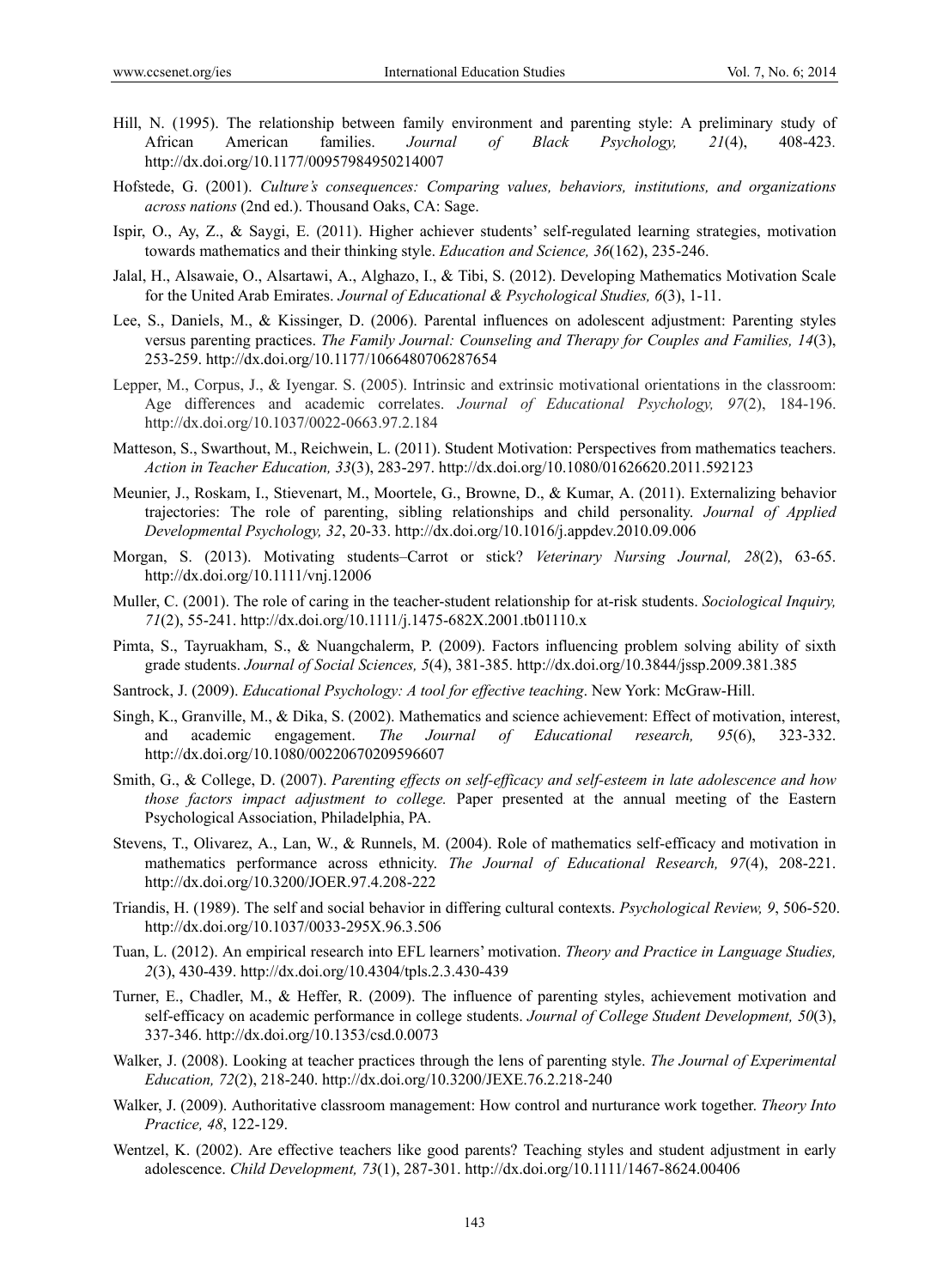Hill, N. (1995). The relationship between family environment and parenting style: A preliminary study of African American families. *Journal of Black Psychology, 21*(4), 408-423. http://dx.doi.org/10.1177/00957984950214007

Hofstede, G. (2001). *Culture's consequences: Comparing values, behaviors, institutions, and organizations across nations* (2nd ed.). Thousand Oaks, CA: Sage.

Ispir, O., Ay, Z., & Saygi, E. (2011). Higher achiever students' self-regulated learning strategies, motivation towards mathematics and their thinking style. *Education and Science, 36*(162), 235-246.

Jalal, H., Alsawaie, O., Alsartawi, A., Alghazo, I., & Tibi, S. (2012). Developing Mathematics Motivation Scale for the United Arab Emirates. *Journal of Educational & Psychological Studies, 6*(3), 1-11.

Lee, S., Daniels, M., & Kissinger, D. (2006). Parental influences on adolescent adjustment: Parenting styles versus parenting practices. *The Family Journal: Counseling and Therapy for Couples and Families, 14*(3), 253-259. http://dx.doi.org/10.1177/1066480706287654

Lepper, M., Corpus, J., & Iyengar. S. (2005). Intrinsic and extrinsic motivational orientations in the classroom: Age differences and academic correlates. *Journal of Educational Psychology, 97*(2), 184-196. http://dx.doi.org/10.1037/0022-0663.97.2.184

Matteson, S., Swarthout, M., Reichwein, L. (2011). Student Motivation: Perspectives from mathematics teachers. *Action in Teacher Education, 33*(3), 283-297. http://dx.doi.org/10.1080/01626620.2011.592123

Meunier, J., Roskam, I., Stievenart, M., Moortele, G., Browne, D., & Kumar, A. (2011). Externalizing behavior trajectories: The role of parenting, sibling relationships and child personality. *Journal of Applied Developmental Psychology, 32*, 20-33. http://dx.doi.org/10.1016/j.appdev.2010.09.006

Morgan, S. (2013). Motivating students–Carrot or stick? *Veterinary Nursing Journal, 28*(2), 63-65. http://dx.doi.org/10.1111/vnj.12006

Muller, C. (2001). The role of caring in the teacher-student relationship for at-risk students. *Sociological Inquiry, 71*(2), 55-241. http://dx.doi.org/10.1111/j.1475-682X.2001.tb01110.x

Pimta, S., Tayruakham, S., & Nuangchalerm, P. (2009). Factors influencing problem solving ability of sixth grade students. *Journal of Social Sciences, 5*(4), 381-385. http://dx.doi.org/10.3844/jssp.2009.381.385

Santrock, J. (2009). *Educational Psychology: A tool for effective teaching*. New York: McGraw-Hill.

Singh, K., Granville, M., & Dika, S. (2002). Mathematics and science achievement: Effect of motivation, interest, and academic engagement. *The Journal of Educational research, 95*(6), 323-332. http://dx.doi.org/10.1080/00220670209596607

Smith, G., & College, D. (2007). *Parenting effects on self-efficacy and self-esteem in late adolescence and how those factors impact adjustment to college.* Paper presented at the annual meeting of the Eastern Psychological Association, Philadelphia, PA.

Stevens, T., Olivarez, A., Lan, W., & Runnels, M. (2004). Role of mathematics self-efficacy and motivation in mathematics performance across ethnicity. *The Journal of Educational Research, 97*(4), 208-221. http://dx.doi.org/10.3200/JOER.97.4.208-222

Triandis, H. (1989). The self and social behavior in differing cultural contexts. *Psychological Review, 9*, 506-520. http://dx.doi.org/10.1037/0033-295X.96.3.506

Tuan, L. (2012). An empirical research into EFL learners' motivation. *Theory and Practice in Language Studies, 2*(3), 430-439. http://dx.doi.org/10.4304/tpls.2.3.430-439

Turner, E., Chadler, M., & Heffer, R. (2009). The influence of parenting styles, achievement motivation and self-efficacy on academic performance in college students. *Journal of College Student Development, 50*(3), 337-346. http://dx.doi.org/10.1353/csd.0.0073

Walker, J. (2008). Looking at teacher practices through the lens of parenting style. *The Journal of Experimental Education, 72*(2), 218-240. http://dx.doi.org/10.3200/JEXE.76.2.218-240

Walker, J. (2009). Authoritative classroom management: How control and nurturance work together. *Theory Into Practice, 48*, 122-129.

Wentzel, K. (2002). Are effective teachers like good parents? Teaching styles and student adjustment in early adolescence. *Child Development, 73*(1), 287-301. http://dx.doi.org/10.1111/1467-8624.00406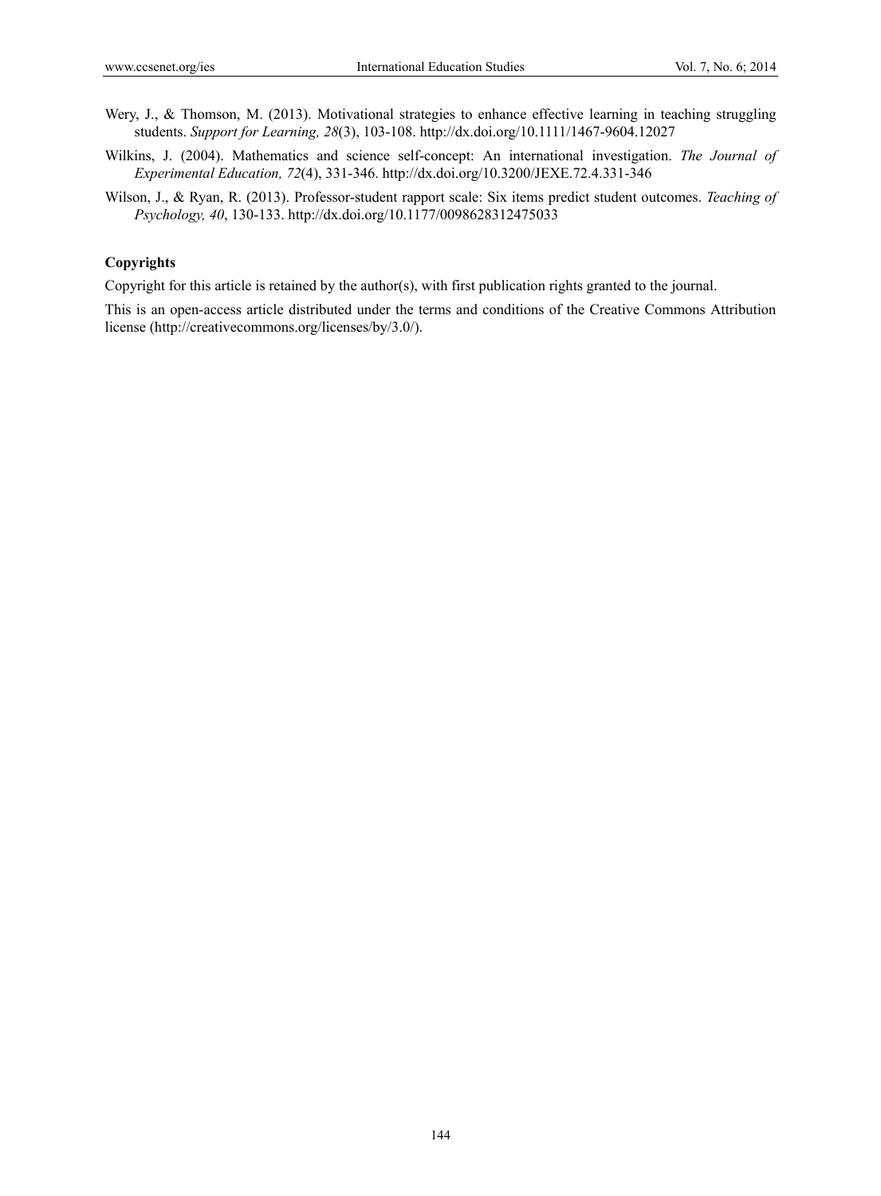Wery, J., & Thomson, M. (2013). Motivational strategies to enhance effective learning in teaching struggling students. *Support for Learning, 28*(3), 103-108. http://dx.doi.org/10.1111/1467-9604.12027

Wilkins, J. (2004). Mathematics and science self-concept: An international investigation. *The Journal of Experimental Education, 72*(4), 331-346. http://dx.doi.org/10.3200/JEXE.72.4.331-346

Wilson, J., & Ryan, R. (2013). Professor-student rapport scale: Six items predict student outcomes. *Teaching of Psychology, 40*, 130-133. http://dx.doi.org/10.1177/0098628312475033

**Copyrights**

Copyright for this article is retained by the author(s), with first publication rights granted to the journal.

This is an open-access article distributed under the terms and conditions of the Creative Commons Attribution license (http://creativecommons.org/licenses/by/3.0/).